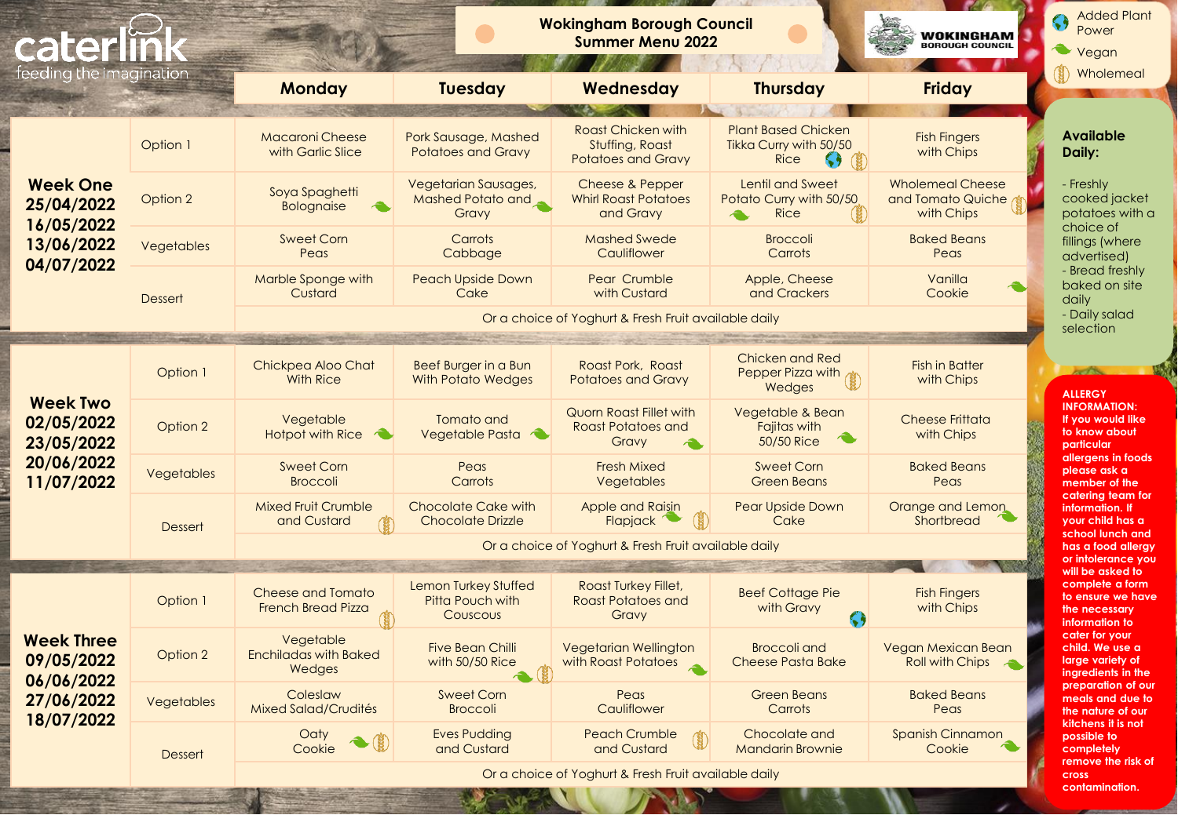caterlink
feeding the imagination

# Wokingham Borough Council Summer Menu 2022

WOKINGHAM BOROUGH COUNCIL

Added Plant Power
Vegan
Wholemeal

| | | Monday | Tuesday | Wednesday | Thursday | Friday |
|---|---|---|---|---|---|---|
| **Week One 25/04/2022 16/05/2022 13/06/2022 04/07/2022** | Option 1 | Macaroni Cheese with Garlic Slice | Pork Sausage, Mashed Potatoes and Gravy | Roast Chicken with Stuffing, Roast Potatoes and Gravy | Plant Based Chicken Tikka Curry with 50/50 Rice (Added Plant Power, Wholemeal) | Fish Fingers with Chips |
| | Option 2 | Soya Spaghetti Bolognaise (Vegan) | Vegetarian Sausages, Mashed Potato and Gravy (Vegan) | Cheese & Pepper Whirl Roast Potatoes and Gravy | Lentil and Sweet Potato Curry with 50/50 Rice (Vegan, Wholemeal) | Wholemeal Cheese and Tomato Quiche with Chips (Wholemeal) |
| | Vegetables | Sweet Corn Peas | Carrots Cabbage | Mashed Swede Cauliflower | Broccoli Carrots | Baked Beans Peas |
| | Dessert | Marble Sponge with Custard | Peach Upside Down Cake | Pear Crumble with Custard | Apple, Cheese and Crackers | Vanilla Cookie (Vegan) |
| | | Or a choice of Yoghurt & Fresh Fruit available daily | | | | |
| **Week Two 02/05/2022 23/05/2022 20/06/2022 11/07/2022** | Option 1 | Chickpea Aloo Chat With Rice | Beef Burger in a Bun With Potato Wedges | Roast Pork, Roast Potatoes and Gravy | Chicken and Red Pepper Pizza with Wedges (Wholemeal) | Fish in Batter with Chips |
| | Option 2 | Vegetable Hotpot with Rice (Vegan) | Tomato and Vegetable Pasta (Vegan) | Quorn Roast Fillet with Roast Potatoes and Gravy (Vegan) | Vegetable & Bean Fajitas with 50/50 Rice (Vegan) | Cheese Frittata with Chips |
| | Vegetables | Sweet Corn Broccoli | Peas Carrots | Fresh Mixed Vegetables | Sweet Corn Green Beans | Baked Beans Peas |
| | Dessert | Mixed Fruit Crumble and Custard (Wholemeal) | Chocolate Cake with Chocolate Drizzle | Apple and Raisin Flapjack (Vegan, Wholemeal) | Pear Upside Down Cake | Orange and Lemon Shortbread (Vegan) |
| | | Or a choice of Yoghurt & Fresh Fruit available daily | | | | |
| **Week Three 09/05/2022 06/06/2022 27/06/2022 18/07/2022** | Option 1 | Cheese and Tomato French Bread Pizza (Wholemeal) | Lemon Turkey Stuffed Pitta Pouch with Couscous | Roast Turkey Fillet, Roast Potatoes and Gravy | Beef Cottage Pie with Gravy (Added Plant Power) | Fish Fingers with Chips |
| | Option 2 | Vegetable Enchiladas with Baked Wedges | Five Bean Chilli with 50/50 Rice (Vegan, Wholemeal) | Vegetarian Wellington with Roast Potatoes (Vegan) | Broccoli and Cheese Pasta Bake | Vegan Mexican Bean Roll with Chips (Vegan) |
| | Vegetables | Coleslaw Mixed Salad/Crudités | Sweet Corn Broccoli | Peas Cauliflower | Green Beans Carrots | Baked Beans Peas |
| | Dessert | Oaty Cookie (Vegan, Wholemeal) | Eves Pudding and Custard | Peach Crumble and Custard (Wholemeal) | Chocolate and Mandarin Brownie | Spanish Cinnamon Cookie (Vegan) |
| | | Or a choice of Yoghurt & Fresh Fruit available daily | | | | |

**Available Daily:**

- Freshly cooked jacket potatoes with a choice of fillings (where advertised)
- Bread freshly baked on site daily
- Daily salad selection

**ALLERGY INFORMATION:** If you would like to know about particular allergens in foods please ask a member of the catering team for information. If your child has a school lunch and has a food allergy or intolerance you will be asked to complete a form to ensure we have the necessary information to cater for your child. We use a large variety of ingredients in the preparation of our meals and due to the nature of our kitchens it is not possible to completely remove the risk of cross contamination.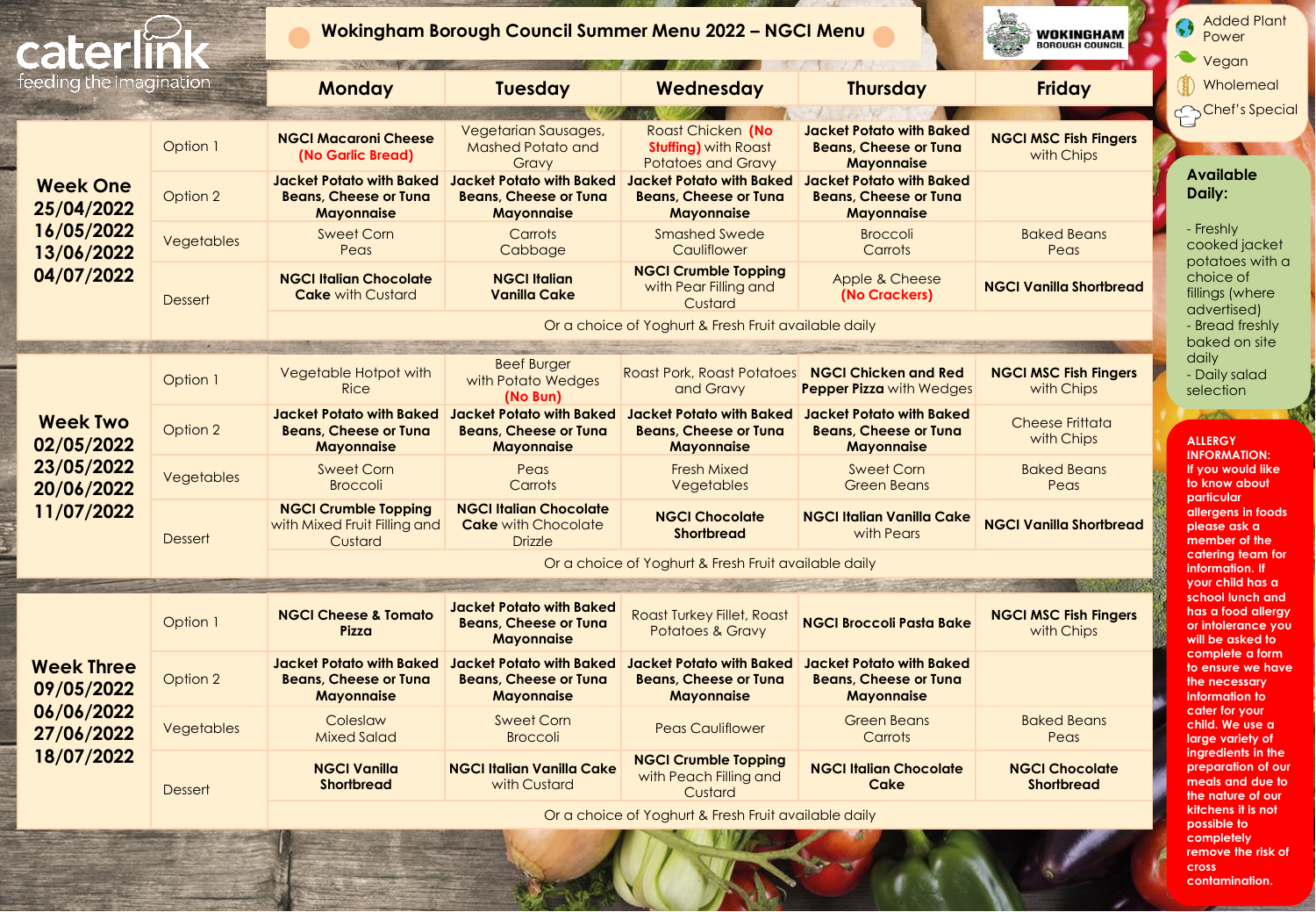# Wokingham Borough Council Summer Menu 2022 – NGCI Menu

caterlink feeding the imagination

WOKINGHAM BOROUGH COUNCIL

| | | Monday | Tuesday | Wednesday | Thursday | Friday |
|---|---|---|---|---|---|---|
| **Week One** 25/04/2022 16/05/2022 13/06/2022 04/07/2022 | Option 1 | **NGCI Macaroni Cheese** (No Garlic Bread) | Vegetarian Sausages, Mashed Potato and Gravy | Roast Chicken (No Stuffing) with Roast Potatoes and Gravy | **Jacket Potato with Baked Beans, Cheese or Tuna Mayonnaise** | **NGCI MSC Fish Fingers** with Chips |
| | Option 2 | **Jacket Potato with Baked Beans, Cheese or Tuna Mayonnaise** | **Jacket Potato with Baked Beans, Cheese or Tuna Mayonnaise** | **Jacket Potato with Baked Beans, Cheese or Tuna Mayonnaise** | **Jacket Potato with Baked Beans, Cheese or Tuna Mayonnaise** | |
| | Vegetables | Sweet Corn Peas | Carrots Cabbage | Smashed Swede Cauliflower | Broccoli Carrots | Baked Beans Peas |
| | Dessert | **NGCI Italian Chocolate Cake** with Custard | **NGCI Italian Vanilla Cake** | **NGCI Crumble Topping** with Pear Filling and Custard | Apple & Cheese (No Crackers) | **NGCI Vanilla Shortbread** |
| | | Or a choice of Yoghurt & Fresh Fruit available daily | | | | |
| **Week Two** 02/05/2022 23/05/2022 20/06/2022 11/07/2022 | Option 1 | Vegetable Hotpot with Rice | Beef Burger with Potato Wedges (No Bun) | Roast Pork, Roast Potatoes and Gravy | **NGCI Chicken and Red Pepper Pizza** with Wedges | **NGCI MSC Fish Fingers** with Chips |
| | Option 2 | **Jacket Potato with Baked Beans, Cheese or Tuna Mayonnaise** | **Jacket Potato with Baked Beans, Cheese or Tuna Mayonnaise** | **Jacket Potato with Baked Beans, Cheese or Tuna Mayonnaise** | **Jacket Potato with Baked Beans, Cheese or Tuna Mayonnaise** | Cheese Frittata with Chips |
| | Vegetables | Sweet Corn Broccoli | Peas Carrots | Fresh Mixed Vegetables | Sweet Corn Green Beans | Baked Beans Peas |
| | Dessert | **NGCI Crumble Topping** with Mixed Fruit Filling and Custard | **NGCI Italian Chocolate Cake** with Chocolate Drizzle | **NGCI Chocolate Shortbread** | **NGCI Italian Vanilla Cake** with Pears | **NGCI Vanilla Shortbread** |
| | | Or a choice of Yoghurt & Fresh Fruit available daily | | | | |
| **Week Three** 09/05/2022 06/06/2022 27/06/2022 18/07/2022 | Option 1 | **NGCI Cheese & Tomato Pizza** | **Jacket Potato with Baked Beans, Cheese or Tuna Mayonnaise** | Roast Turkey Fillet, Roast Potatoes & Gravy | **NGCI Broccoli Pasta Bake** | **NGCI MSC Fish Fingers** with Chips |
| | Option 2 | **Jacket Potato with Baked Beans, Cheese or Tuna Mayonnaise** | **Jacket Potato with Baked Beans, Cheese or Tuna Mayonnaise** | **Jacket Potato with Baked Beans, Cheese or Tuna Mayonnaise** | **Jacket Potato with Baked Beans, Cheese or Tuna Mayonnaise** | |
| | Vegetables | Coleslaw Mixed Salad | Sweet Corn Broccoli | Peas Cauliflower | Green Beans Carrots | Baked Beans Peas |
| | Dessert | **NGCI Vanilla Shortbread** | **NGCI Italian Vanilla Cake** with Custard | **NGCI Crumble Topping** with Peach Filling and Custard | **NGCI Italian Chocolate Cake** | **NGCI Chocolate Shortbread** |
| | | Or a choice of Yoghurt & Fresh Fruit available daily | | | | |

- Added Plant Power
- Vegan
- Wholemeal
- Chef's Special

**Available Daily:**

- Freshly cooked jacket potatoes with a choice of fillings (where advertised)
- Bread freshly baked on site daily
- Daily salad selection

**ALLERGY INFORMATION:** If you would like to know about particular allergens in foods please ask a member of the catering team for information. If your child has a school lunch and has a food allergy or intolerance you will be asked to complete a form to ensure we have the necessary information to cater for your child. We use a large variety of ingredients in the preparation of our meals and due to the nature of our kitchens it is not possible to completely remove the risk of cross contamination.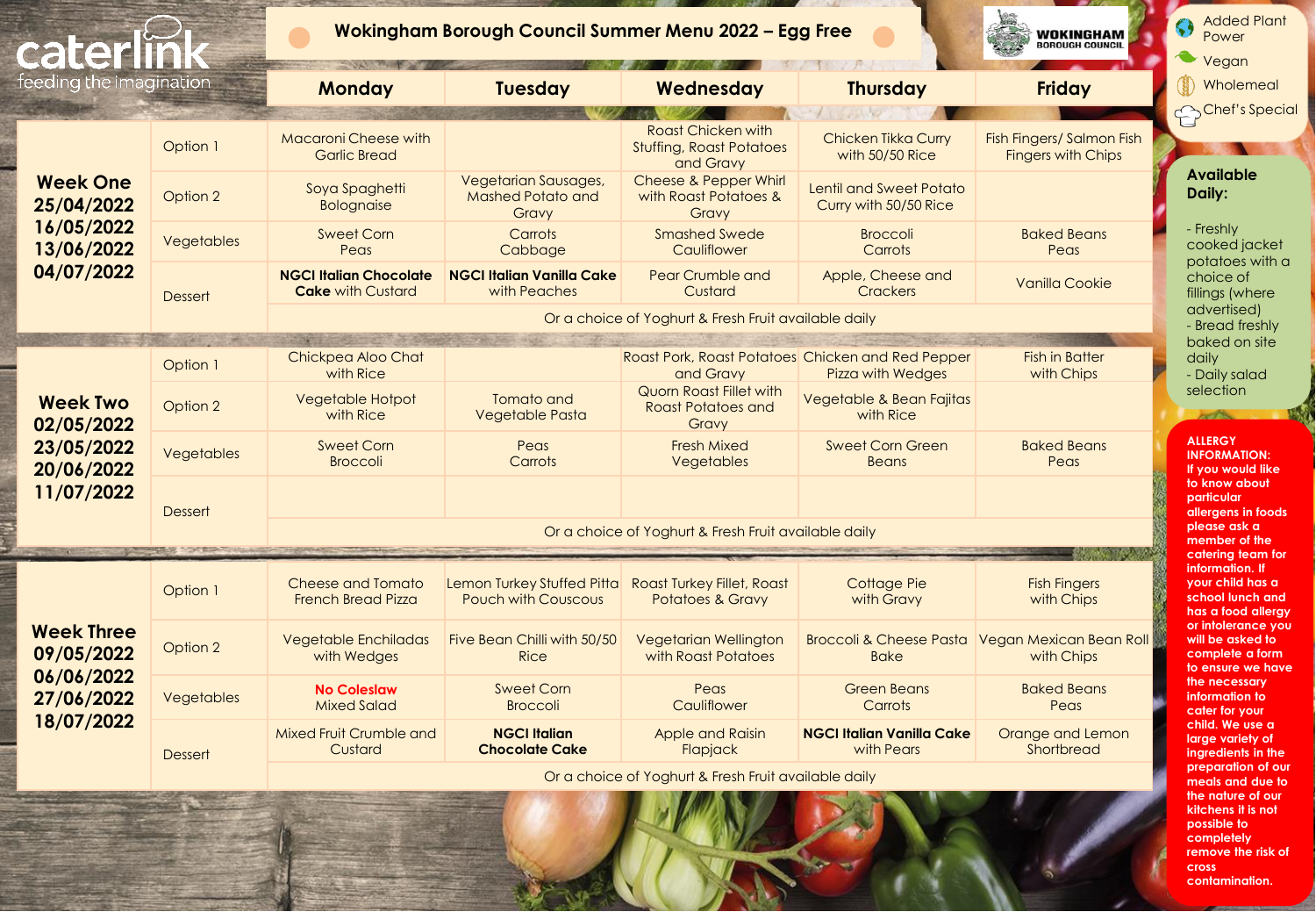caterlink feeding the imagination

# Wokingham Borough Council Summer Menu 2022 – Egg Free

Added Plant Power
Vegan
Wholemeal
Chef's Special

| | | Monday | Tuesday | Wednesday | Thursday | Friday |
|---|---|---|---|---|---|---|
| **Week One** 25/04/2022 16/05/2022 13/06/2022 04/07/2022 | Option 1 | Macaroni Cheese with Garlic Bread | | Roast Chicken with Stuffing, Roast Potatoes and Gravy | Chicken Tikka Curry with 50/50 Rice | Fish Fingers/ Salmon Fish Fingers with Chips |
| | Option 2 | Soya Spaghetti Bolognaise | Vegetarian Sausages, Mashed Potato and Gravy | Cheese & Pepper Whirl with Roast Potatoes & Gravy | Lentil and Sweet Potato Curry with 50/50 Rice | |
| | Vegetables | Sweet Corn Peas | Carrots Cabbage | Smashed Swede Cauliflower | Broccoli Carrots | Baked Beans Peas |
| | Dessert | **NGCI Italian Chocolate Cake** with Custard | **NGCI Italian Vanilla Cake** with Peaches | Pear Crumble and Custard | Apple, Cheese and Crackers | Vanilla Cookie |
| | | Or a choice of Yoghurt & Fresh Fruit available daily | | | | |
| **Week Two** 02/05/2022 23/05/2022 20/06/2022 11/07/2022 | Option 1 | Chickpea Aloo Chat with Rice | | Roast Pork, Roast Potatoes and Gravy | Chicken and Red Pepper Pizza with Wedges | Fish in Batter with Chips |
| | Option 2 | Vegetable Hotpot with Rice | Tomato and Vegetable Pasta | Quorn Roast Fillet with Roast Potatoes and Gravy | Vegetable & Bean Fajitas with Rice | |
| | Vegetables | Sweet Corn Broccoli | Peas Carrots | Fresh Mixed Vegetables | Sweet Corn Green Beans | Baked Beans Peas |
| | Dessert | | | | | |
| | | Or a choice of Yoghurt & Fresh Fruit available daily | | | | |
| **Week Three** 09/05/2022 06/06/2022 27/06/2022 18/07/2022 | Option 1 | Cheese and Tomato French Bread Pizza | Lemon Turkey Stuffed Pitta Pouch with Couscous | Roast Turkey Fillet, Roast Potatoes & Gravy | Cottage Pie with Gravy | Fish Fingers with Chips |
| | Option 2 | Vegetable Enchiladas with Wedges | Five Bean Chilli with 50/50 Rice | Vegetarian Wellington with Roast Potatoes | Broccoli & Cheese Pasta Bake | Vegan Mexican Bean Roll with Chips |
| | Vegetables | **No Coleslaw** Mixed Salad | Sweet Corn Broccoli | Peas Cauliflower | Green Beans Carrots | Baked Beans Peas |
| | Dessert | Mixed Fruit Crumble and Custard | **NGCI Italian Chocolate Cake** | Apple and Raisin Flapjack | **NGCI Italian Vanilla Cake** with Pears | Orange and Lemon Shortbread |
| | | Or a choice of Yoghurt & Fresh Fruit available daily | | | | |

**Available Daily:**

- Freshly cooked jacket potatoes with a choice of fillings (where advertised)
- Bread freshly baked on site daily
- Daily salad selection

**ALLERGY INFORMATION: If you would like to know about particular allergens in foods please ask a member of the catering team for information. If your child has a school lunch and has a food allergy or intolerance you will be asked to complete a form to ensure we have the necessary information to cater for your child. We use a large variety of ingredients in the preparation of our meals and due to the nature of our kitchens it is not possible to completely remove the risk of cross contamination.**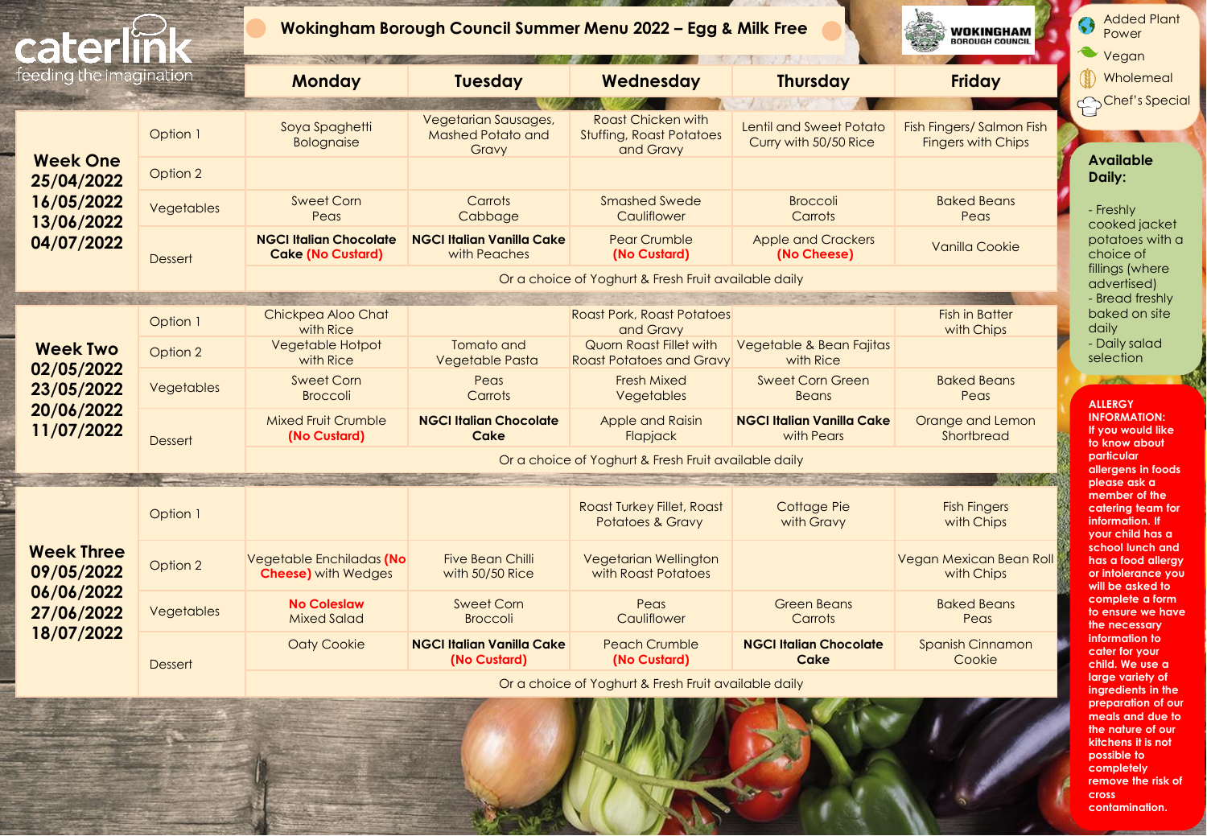caterlink
feeding the imagination

# Wokingham Borough Council Summer Menu 2022 – Egg & Milk Free

WOKINGHAM BOROUGH COUNCIL

| Week | | Monday | Tuesday | Wednesday | Thursday | Friday |
|---|---|---|---|---|---|---|
| **Week One** 25/04/2022 16/05/2022 13/06/2022 04/07/2022 | Option 1 | Soya Spaghetti Bolognaise | Vegetarian Sausages, Mashed Potato and Gravy | Roast Chicken with Stuffing, Roast Potatoes and Gravy | Lentil and Sweet Potato Curry with 50/50 Rice | Fish Fingers/ Salmon Fish Fingers with Chips |
| | Option 2 | | | | | |
| | Vegetables | Sweet Corn Peas | Carrots Cabbage | Smashed Swede Cauliflower | Broccoli Carrots | Baked Beans Peas |
| | Dessert | **NGCI Italian Chocolate Cake** (No Custard) | **NGCI Italian Vanilla Cake** with Peaches | Pear Crumble (No Custard) | Apple and Crackers (No Cheese) | Vanilla Cookie |
| | | Or a choice of Yoghurt & Fresh Fruit available daily | | | | |
| **Week Two** 02/05/2022 23/05/2022 20/06/2022 11/07/2022 | Option 1 | Chickpea Aloo Chat with Rice | | Roast Pork, Roast Potatoes and Gravy | | Fish in Batter with Chips |
| | Option 2 | Vegetable Hotpot with Rice | Tomato and Vegetable Pasta | Quorn Roast Fillet with Roast Potatoes and Gravy | Vegetable & Bean Fajitas with Rice | |
| | Vegetables | Sweet Corn Broccoli | Peas Carrots | Fresh Mixed Vegetables | Sweet Corn Green Beans | Baked Beans Peas |
| | Dessert | Mixed Fruit Crumble (No Custard) | **NGCI Italian Chocolate Cake** | Apple and Raisin Flapjack | **NGCI Italian Vanilla Cake** with Pears | Orange and Lemon Shortbread |
| | | Or a choice of Yoghurt & Fresh Fruit available daily | | | | |
| **Week Three** 09/05/2022 06/06/2022 27/06/2022 18/07/2022 | Option 1 | | | Roast Turkey Fillet, Roast Potatoes & Gravy | Cottage Pie with Gravy | Fish Fingers with Chips |
| | Option 2 | Vegetable Enchiladas (No Cheese) with Wedges | Five Bean Chilli with 50/50 Rice | Vegetarian Wellington with Roast Potatoes | | Vegan Mexican Bean Roll with Chips |
| | Vegetables | No Coleslaw Mixed Salad | Sweet Corn Broccoli | Peas Cauliflower | Green Beans Carrots | Baked Beans Peas |
| | Dessert | Oaty Cookie | **NGCI Italian Vanilla Cake** (No Custard) | Peach Crumble (No Custard) | **NGCI Italian Chocolate Cake** | Spanish Cinnamon Cookie |
| | | Or a choice of Yoghurt & Fresh Fruit available daily | | | | |

Added Plant Power
Vegan
Wholemeal
Chef's Special

**Available Daily:**

- Freshly cooked jacket potatoes with a choice of fillings (where advertised)
- Bread freshly baked on site daily
- Daily salad selection

**ALLERGY INFORMATION:** If you would like to know about particular allergens in foods please ask a member of the catering team for information. If your child has a school lunch and has a food allergy or intolerance you will be asked to complete a form to ensure we have the necessary information to cater for your child. We use a large variety of ingredients in the preparation of our meals and due to the nature of our kitchens it is not possible to completely remove the risk of cross contamination.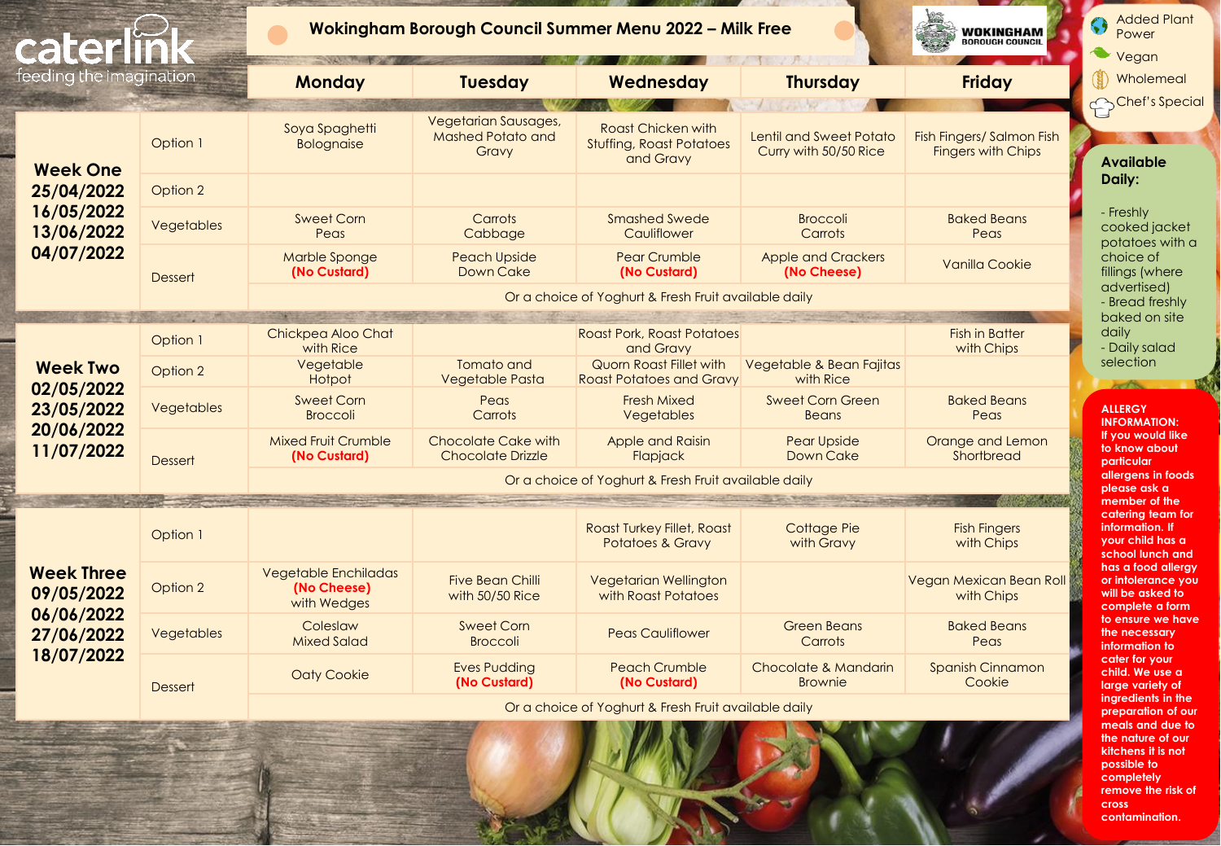caterlink
feeding the imagination

# Wokingham Borough Council Summer Menu 2022 – Milk Free

WOKINGHAM BOROUGH COUNCIL

| | | Monday | Tuesday | Wednesday | Thursday | Friday |
|---|---|---|---|---|---|---|
| **Week One** 25/04/2022 16/05/2022 13/06/2022 04/07/2022 | Option 1 | Soya Spaghetti Bolognaise | Vegetarian Sausages, Mashed Potato and Gravy | Roast Chicken with Stuffing, Roast Potatoes and Gravy | Lentil and Sweet Potato Curry with 50/50 Rice | Fish Fingers/ Salmon Fish Fingers with Chips |
| | Option 2 | | | | | |
| | Vegetables | Sweet Corn Peas | Carrots Cabbage | Smashed Swede Cauliflower | Broccoli Carrots | Baked Beans Peas |
| | Dessert | Marble Sponge **(No Custard)** | Peach Upside Down Cake | Pear Crumble **(No Custard)** | Apple and Crackers **(No Cheese)** | Vanilla Cookie |
| | | Or a choice of Yoghurt & Fresh Fruit available daily | | | | |
| **Week Two** 02/05/2022 23/05/2022 20/06/2022 11/07/2022 | Option 1 | Chickpea Aloo Chat with Rice | | Roast Pork, Roast Potatoes and Gravy | | Fish in Batter with Chips |
| | Option 2 | Vegetable Hotpot | Tomato and Vegetable Pasta | Quorn Roast Fillet with Roast Potatoes and Gravy | Vegetable & Bean Fajitas with Rice | |
| | Vegetables | Sweet Corn Broccoli | Peas Carrots | Fresh Mixed Vegetables | Sweet Corn Green Beans | Baked Beans Peas |
| | Dessert | Mixed Fruit Crumble **(No Custard)** | Chocolate Cake with Chocolate Drizzle | Apple and Raisin Flapjack | Pear Upside Down Cake | Orange and Lemon Shortbread |
| | | Or a choice of Yoghurt & Fresh Fruit available daily | | | | |
| **Week Three** 09/05/2022 06/06/2022 27/06/2022 18/07/2022 | Option 1 | | | Roast Turkey Fillet, Roast Potatoes & Gravy | Cottage Pie with Gravy | Fish Fingers with Chips |
| | Option 2 | Vegetable Enchiladas **(No Cheese)** with Wedges | Five Bean Chilli with 50/50 Rice | Vegetarian Wellington with Roast Potatoes | | Vegan Mexican Bean Roll with Chips |
| | Vegetables | Coleslaw Mixed Salad | Sweet Corn Broccoli | Peas Cauliflower | Green Beans Carrots | Baked Beans Peas |
| | Dessert | Oaty Cookie | Eves Pudding **(No Custard)** | Peach Crumble **(No Custard)** | Chocolate & Mandarin Brownie | Spanish Cinnamon Cookie |
| | | Or a choice of Yoghurt & Fresh Fruit available daily | | | | |

Added Plant Power
Vegan
Wholemeal
Chef's Special

**Available Daily:**

- Freshly cooked jacket potatoes with a choice of fillings (where advertised)
- Bread freshly baked on site daily
- Daily salad selection

**ALLERGY INFORMATION:** If you would like to know about particular allergens in foods please ask a member of the catering team for information. If your child has a school lunch and has a food allergy or intolerance you will be asked to complete a form to ensure we have the necessary information to cater for your child. We use a large variety of ingredients in the preparation of our meals and due to the nature of our kitchens it is not possible to completely remove the risk of cross contamination.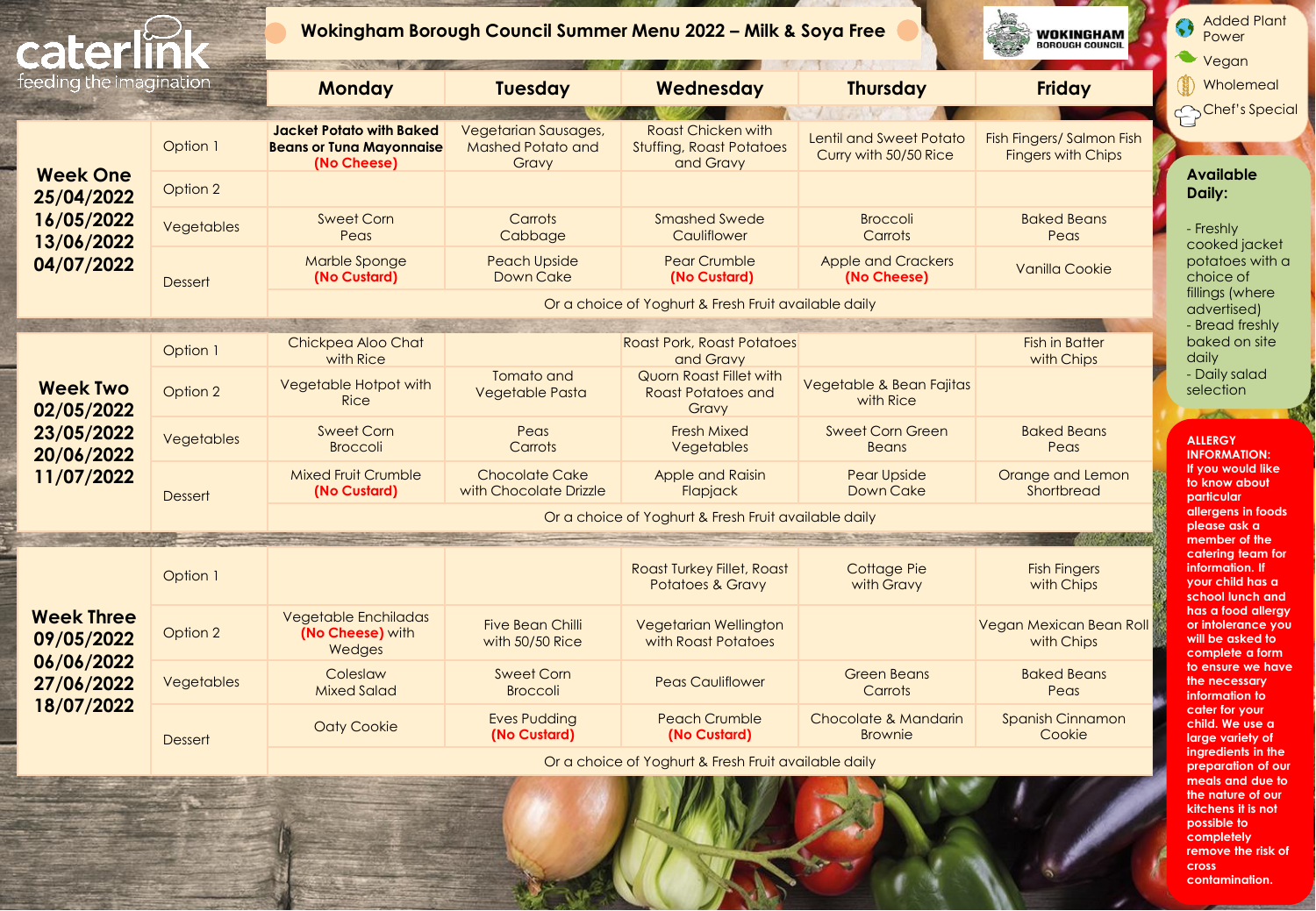caterlink
feeding the imagination

# Wokingham Borough Council Summer Menu 2022 – Milk & Soya Free

WOKINGHAM BOROUGH COUNCIL

| | | Monday | Tuesday | Wednesday | Thursday | Friday |
|---|---|---|---|---|---|---|
| **Week One** 25/04/2022 16/05/2022 13/06/2022 04/07/2022 | Option 1 | **Jacket Potato with Baked Beans or Tuna Mayonnaise (No Cheese)** | Vegetarian Sausages, Mashed Potato and Gravy | Roast Chicken with Stuffing, Roast Potatoes and Gravy | Lentil and Sweet Potato Curry with 50/50 Rice | Fish Fingers/ Salmon Fish Fingers with Chips |
| | Option 2 | | | | | |
| | Vegetables | Sweet Corn Peas | Carrots Cabbage | Smashed Swede Cauliflower | Broccoli Carrots | Baked Beans Peas |
| | Dessert | Marble Sponge **(No Custard)** | Peach Upside Down Cake | Pear Crumble **(No Custard)** | Apple and Crackers **(No Cheese)** | Vanilla Cookie |
| | | Or a choice of Yoghurt & Fresh Fruit available daily | | | | |
| **Week Two** 02/05/2022 23/05/2022 20/06/2022 11/07/2022 | Option 1 | Chickpea Aloo Chat with Rice | | Roast Pork, Roast Potatoes and Gravy | | Fish in Batter with Chips |
| | Option 2 | Vegetable Hotpot with Rice | Tomato and Vegetable Pasta | Quorn Roast Fillet with Roast Potatoes and Gravy | Vegetable & Bean Fajitas with Rice | |
| | Vegetables | Sweet Corn Broccoli | Peas Carrots | Fresh Mixed Vegetables | Sweet Corn Green Beans | Baked Beans Peas |
| | Dessert | Mixed Fruit Crumble **(No Custard)** | Chocolate Cake with Chocolate Drizzle | Apple and Raisin Flapjack | Pear Upside Down Cake | Orange and Lemon Shortbread |
| | | Or a choice of Yoghurt & Fresh Fruit available daily | | | | |
| **Week Three** 09/05/2022 06/06/2022 27/06/2022 18/07/2022 | Option 1 | | | Roast Turkey Fillet, Roast Potatoes & Gravy | Cottage Pie with Gravy | Fish Fingers with Chips |
| | Option 2 | Vegetable Enchiladas **(No Cheese)** with Wedges | Five Bean Chilli with 50/50 Rice | Vegetarian Wellington with Roast Potatoes | | Vegan Mexican Bean Roll with Chips |
| | Vegetables | Coleslaw Mixed Salad | Sweet Corn Broccoli | Peas Cauliflower | Green Beans Carrots | Baked Beans Peas |
| | Dessert | Oaty Cookie | Eves Pudding **(No Custard)** | Peach Crumble **(No Custard)** | Chocolate & Mandarin Brownie | Spanish Cinnamon Cookie |
| | | Or a choice of Yoghurt & Fresh Fruit available daily | | | | |

- Added Plant Power
- Vegan
- Wholemeal
- Chef's Special

**Available Daily:**

- Freshly cooked jacket potatoes with a choice of fillings (where advertised)
- Bread freshly baked on site daily
- Daily salad selection

**ALLERGY INFORMATION: If you would like to know about particular allergens in foods please ask a member of the catering team for information. If your child has a school lunch and has a food allergy or intolerance you will be asked to complete a form to ensure we have the necessary information to cater for your child. We use a large variety of ingredients in the preparation of our meals and due to the nature of our kitchens it is not possible to completely remove the risk of cross contamination.**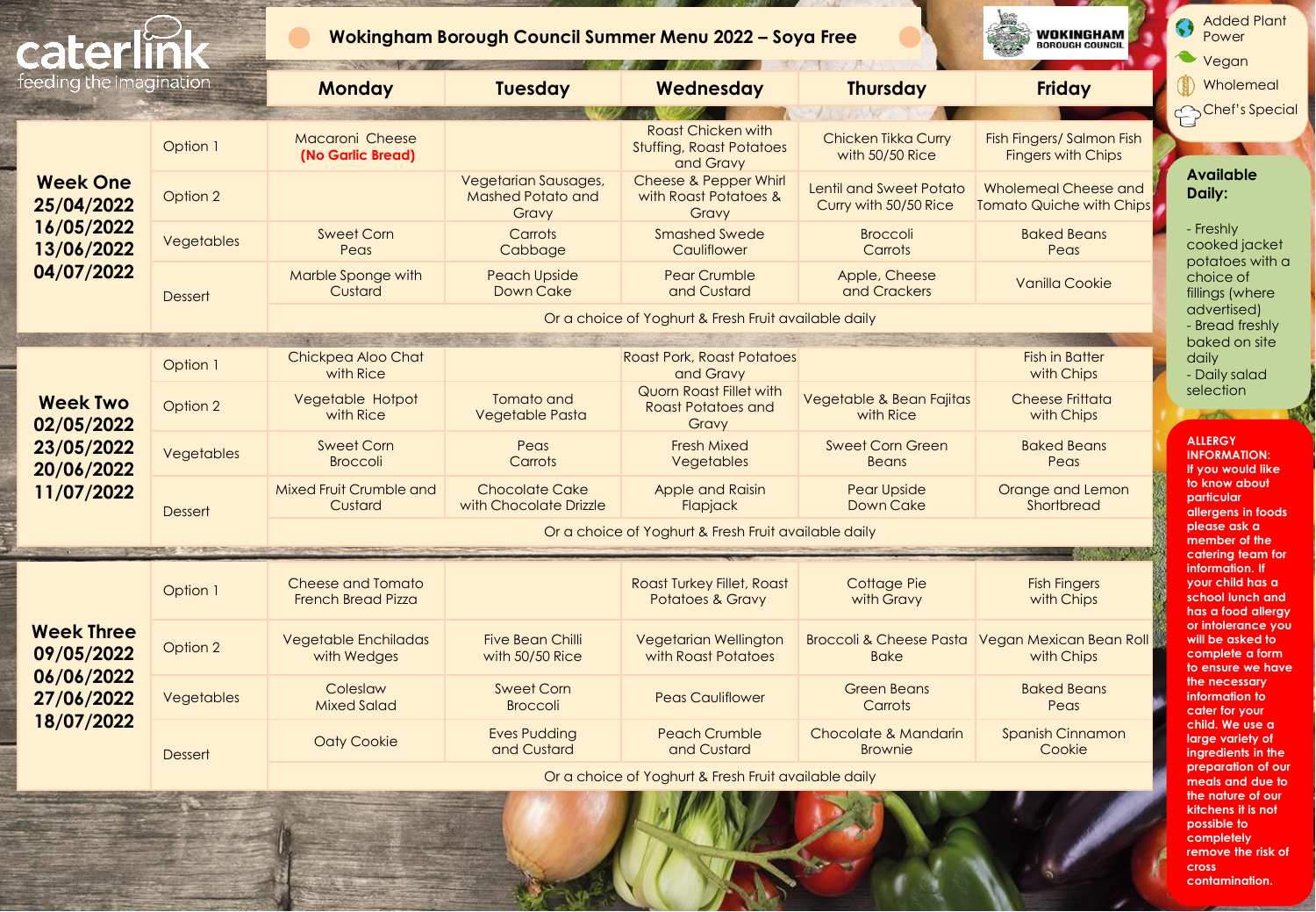caterlink
feeding the imagination

# Wokingham Borough Council Summer Menu 2022 – Soya Free

WOKINGHAM BOROUGH COUNCIL

| | | Monday | Tuesday | Wednesday | Thursday | Friday |
|---|---|---|---|---|---|---|
| **Week One 25/04/2022 16/05/2022 13/06/2022 04/07/2022** | Option 1 | Macaroni Cheese **(No Garlic Bread)** | | Roast Chicken with Stuffing, Roast Potatoes and Gravy | Chicken Tikka Curry with 50/50 Rice | Fish Fingers/ Salmon Fish Fingers with Chips |
| | Option 2 | | Vegetarian Sausages, Mashed Potato and Gravy | Cheese & Pepper Whirl with Roast Potatoes & Gravy | Lentil and Sweet Potato Curry with 50/50 Rice | Wholemeal Cheese and Tomato Quiche with Chips |
| | Vegetables | Sweet Corn Peas | Carrots Cabbage | Smashed Swede Cauliflower | Broccoli Carrots | Baked Beans Peas |
| | Dessert | Marble Sponge with Custard | Peach Upside Down Cake | Pear Crumble and Custard | Apple, Cheese and Crackers | Vanilla Cookie |
| | | Or a choice of Yoghurt & Fresh Fruit available daily | | | | |
| **Week Two 02/05/2022 23/05/2022 20/06/2022 11/07/2022** | Option 1 | Chickpea Aloo Chat with Rice | | Roast Pork, Roast Potatoes and Gravy | | Fish in Batter with Chips |
| | Option 2 | Vegetable Hotpot with Rice | Tomato and Vegetable Pasta | Quorn Roast Fillet with Roast Potatoes and Gravy | Vegetable & Bean Fajitas with Rice | Cheese Frittata with Chips |
| | Vegetables | Sweet Corn Broccoli | Peas Carrots | Fresh Mixed Vegetables | Sweet Corn Green Beans | Baked Beans Peas |
| | Dessert | Mixed Fruit Crumble and Custard | Chocolate Cake with Chocolate Drizzle | Apple and Raisin Flapjack | Pear Upside Down Cake | Orange and Lemon Shortbread |
| | | Or a choice of Yoghurt & Fresh Fruit available daily | | | | |
| **Week Three 09/05/2022 06/06/2022 27/06/2022 18/07/2022** | Option 1 | Cheese and Tomato French Bread Pizza | | Roast Turkey Fillet, Roast Potatoes & Gravy | Cottage Pie with Gravy | Fish Fingers with Chips |
| | Option 2 | Vegetable Enchiladas with Wedges | Five Bean Chilli with 50/50 Rice | Vegetarian Wellington with Roast Potatoes | Broccoli & Cheese Pasta Bake | Vegan Mexican Bean Roll with Chips |
| | Vegetables | Coleslaw Mixed Salad | Sweet Corn Broccoli | Peas Cauliflower | Green Beans Carrots | Baked Beans Peas |
| | Dessert | Oaty Cookie | Eves Pudding and Custard | Peach Crumble and Custard | Chocolate & Mandarin Brownie | Spanish Cinnamon Cookie |
| | | Or a choice of Yoghurt & Fresh Fruit available daily | | | | |

- Added Plant Power
- Vegan
- Wholemeal
- Chef's Special

**Available Daily:**

- Freshly cooked jacket potatoes with a choice of fillings (where advertised)
- Bread freshly baked on site daily
- Daily salad selection

**ALLERGY INFORMATION:** If you would like to know about particular allergens in foods please ask a member of the catering team for information. If your child has a school lunch and has a food allergy or intolerance you will be asked to complete a form to ensure we have the necessary information to cater for your child. We use a large variety of ingredients in the preparation of our meals and due to the nature of our kitchens it is not possible to completely remove the risk of cross contamination.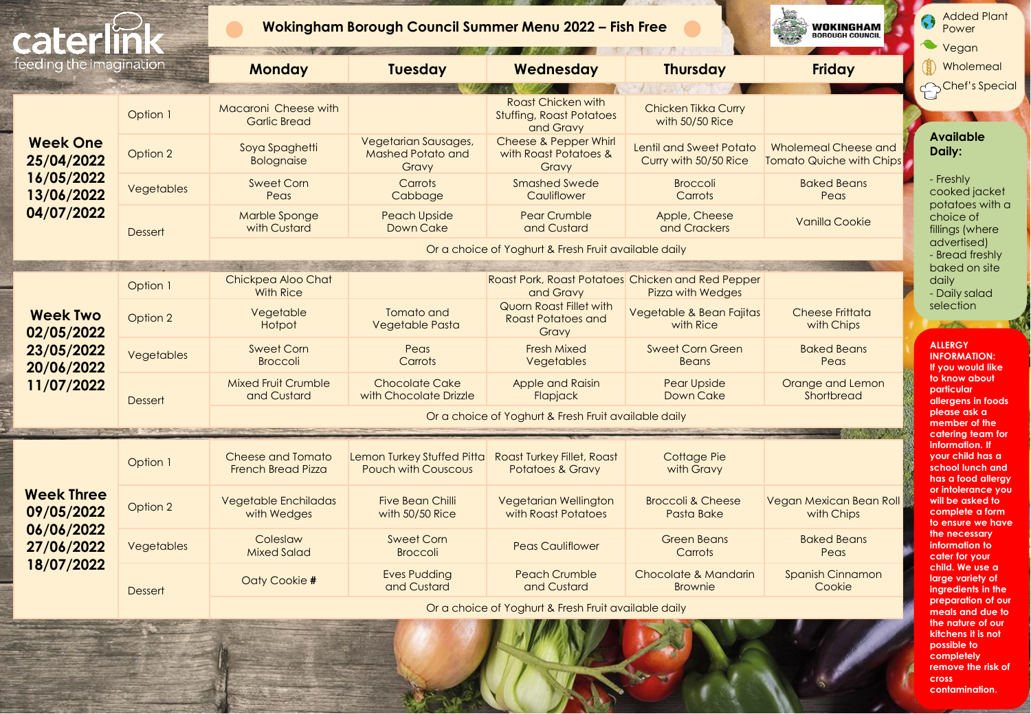caterlink
feeding the imagination

# Wokingham Borough Council Summer Menu 2022 – Fish Free

WOKINGHAM BOROUGH COUNCIL

| | | Monday | Tuesday | Wednesday | Thursday | Friday |
|---|---|---|---|---|---|---|
| **Week One** 25/04/2022 16/05/2022 13/06/2022 04/07/2022 | Option 1 | Macaroni Cheese with Garlic Bread | | Roast Chicken with Stuffing, Roast Potatoes and Gravy | Chicken Tikka Curry with 50/50 Rice | |
| | Option 2 | Soya Spaghetti Bolognaise | Vegetarian Sausages, Mashed Potato and Gravy | Cheese & Pepper Whirl with Roast Potatoes & Gravy | Lentil and Sweet Potato Curry with 50/50 Rice | Wholemeal Cheese and Tomato Quiche with Chips |
| | Vegetables | Sweet Corn Peas | Carrots Cabbage | Smashed Swede Cauliflower | Broccoli Carrots | Baked Beans Peas |
| | Dessert | Marble Sponge with Custard | Peach Upside Down Cake | Pear Crumble and Custard | Apple, Cheese and Crackers | Vanilla Cookie |
| | | Or a choice of Yoghurt & Fresh Fruit available daily | | | | |
| **Week Two** 02/05/2022 23/05/2022 20/06/2022 11/07/2022 | Option 1 | Chickpea Aloo Chat With Rice | | Roast Pork, Roast Potatoes and Gravy | Chicken and Red Pepper Pizza with Wedges | |
| | Option 2 | Vegetable Hotpot | Tomato and Vegetable Pasta | Quorn Roast Fillet with Roast Potatoes and Gravy | Vegetable & Bean Fajitas with Rice | Cheese Frittata with Chips |
| | Vegetables | Sweet Corn Broccoli | Peas Carrots | Fresh Mixed Vegetables | Sweet Corn Green Beans | Baked Beans Peas |
| | Dessert | Mixed Fruit Crumble and Custard | Chocolate Cake with Chocolate Drizzle | Apple and Raisin Flapjack | Pear Upside Down Cake | Orange and Lemon Shortbread |
| | | Or a choice of Yoghurt & Fresh Fruit available daily | | | | |
| **Week Three** 09/05/2022 06/06/2022 27/06/2022 18/07/2022 | Option 1 | Cheese and Tomato French Bread Pizza | Lemon Turkey Stuffed Pitta Pouch with Couscous | Roast Turkey Fillet, Roast Potatoes & Gravy | Cottage Pie with Gravy | |
| | Option 2 | Vegetable Enchiladas with Wedges | Five Bean Chilli with 50/50 Rice | Vegetarian Wellington with Roast Potatoes | Broccoli & Cheese Pasta Bake | Vegan Mexican Bean Roll with Chips |
| | Vegetables | Coleslaw Mixed Salad | Sweet Corn Broccoli | Peas Cauliflower | Green Beans Carrots | Baked Beans Peas |
| | Dessert | Oaty Cookie # | Eves Pudding and Custard | Peach Crumble and Custard | Chocolate & Mandarin Brownie | Spanish Cinnamon Cookie |
| | | Or a choice of Yoghurt & Fresh Fruit available daily | | | | |

- Added Plant Power
- Vegan
- Wholemeal
- Chef's Special

**Available Daily:**

- Freshly cooked jacket potatoes with a choice of fillings (where advertised)
- Bread freshly baked on site daily
- Daily salad selection

**ALLERGY INFORMATION:** If you would like to know about particular allergens in foods please ask a member of the catering team for information. If your child has a school lunch and has a food allergy or intolerance you will be asked to complete a form to ensure we have the necessary information to cater for your child. We use a large variety of ingredients in the preparation of our meals and due to the nature of our kitchens it is not possible to completely remove the risk of cross contamination.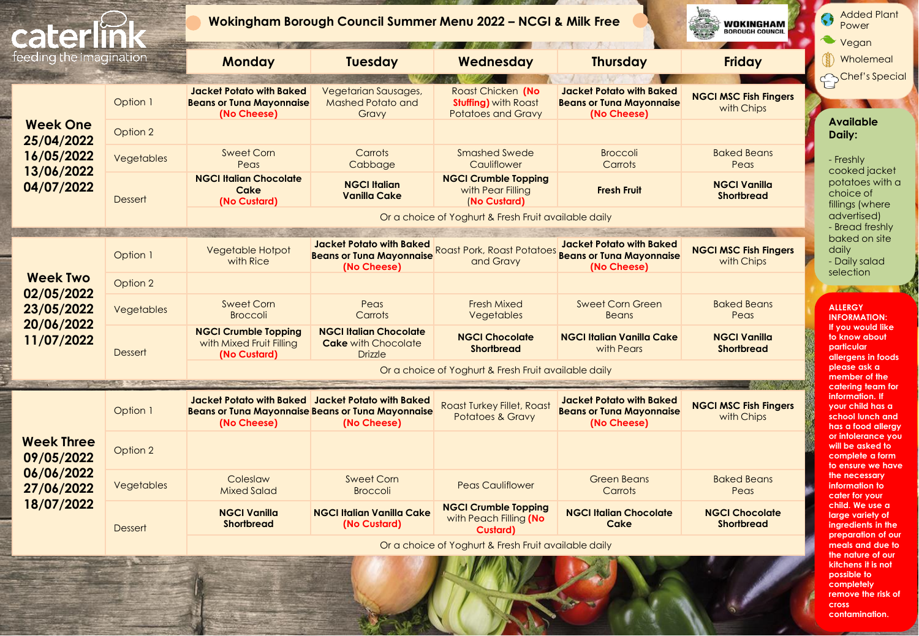caterlink
feeding the imagination

# Wokingham Borough Council Summer Menu 2022 – NCGI & Milk Free

WOKINGHAM BOROUGH COUNCIL

- Added Plant Power
- Vegan
- Wholemeal
- Chef's Special

| | | Monday | Tuesday | Wednesday | Thursday | Friday |
|---|---|---|---|---|---|---|
| **Week One** 25/04/2022 16/05/2022 13/06/2022 04/07/2022 | Option 1 | **Jacket Potato with Baked Beans or Tuna Mayonnaise (No Cheese)** | Vegetarian Sausages, Mashed Potato and Gravy | Roast Chicken **(No Stuffing)** with Roast Potatoes and Gravy | **Jacket Potato with Baked Beans or Tuna Mayonnaise (No Cheese)** | **NGCI MSC Fish Fingers** with Chips |
| | Option 2 | | | | | |
| | Vegetables | Sweet Corn Peas | Carrots Cabbage | Smashed Swede Cauliflower | Broccoli Carrots | Baked Beans Peas |
| | Dessert | **NGCI Italian Chocolate Cake (No Custard)** | **NGCI Italian Vanilla Cake** | **NGCI Crumble Topping** with Pear Filling **(No Custard)** | **Fresh Fruit** | **NGCI Vanilla Shortbread** |
| | | Or a choice of Yoghurt & Fresh Fruit available daily | | | | |
| **Week Two** 02/05/2022 23/05/2022 20/06/2022 11/07/2022 | Option 1 | Vegetable Hotpot with Rice | **Jacket Potato with Baked Beans or Tuna Mayonnaise (No Cheese)** | Roast Pork, Roast Potatoes and Gravy | **Jacket Potato with Baked Beans or Tuna Mayonnaise (No Cheese)** | **NGCI MSC Fish Fingers** with Chips |
| | Option 2 | | | | | |
| | Vegetables | Sweet Corn Broccoli | Peas Carrots | Fresh Mixed Vegetables | Sweet Corn Green Beans | Baked Beans Peas |
| | Dessert | **NGCI Crumble Topping** with Mixed Fruit Filling **(No Custard)** | **NGCI Italian Chocolate Cake** with Chocolate Drizzle | **NGCI Chocolate Shortbread** | **NGCI Italian Vanilla Cake** with Pears | **NGCI Vanilla Shortbread** |
| | | Or a choice of Yoghurt & Fresh Fruit available daily | | | | |
| **Week Three** 09/05/2022 06/06/2022 27/06/2022 18/07/2022 | Option 1 | **Jacket Potato with Baked Beans or Tuna Mayonnaise (No Cheese)** | **Jacket Potato with Baked Beans or Tuna Mayonnaise (No Cheese)** | Roast Turkey Fillet, Roast Potatoes & Gravy | **Jacket Potato with Baked Beans or Tuna Mayonnaise (No Cheese)** | **NGCI MSC Fish Fingers** with Chips |
| | Option 2 | | | | | |
| | Vegetables | Coleslaw Mixed Salad | Sweet Corn Broccoli | Peas Cauliflower | Green Beans Carrots | Baked Beans Peas |
| | Dessert | **NGCI Vanilla Shortbread** | **NGCI Italian Vanilla Cake (No Custard)** | **NGCI Crumble Topping** with Peach Filling **(No Custard)** | **NGCI Italian Chocolate Cake** | **NGCI Chocolate Shortbread** |
| | | Or a choice of Yoghurt & Fresh Fruit available daily | | | | |

**Available Daily:**

- Freshly cooked jacket potatoes with a choice of fillings (where advertised)
- Bread freshly baked on site daily
- Daily salad selection

**ALLERGY INFORMATION:** If you would like to know about particular allergens in foods please ask a member of the catering team for information. If your child has a school lunch and has a food allergy or intolerance you will be asked to complete a form to ensure we have the necessary information to cater for your child. We use a large variety of ingredients in the preparation of our meals and due to the nature of our kitchens it is not possible to completely remove the risk of cross contamination.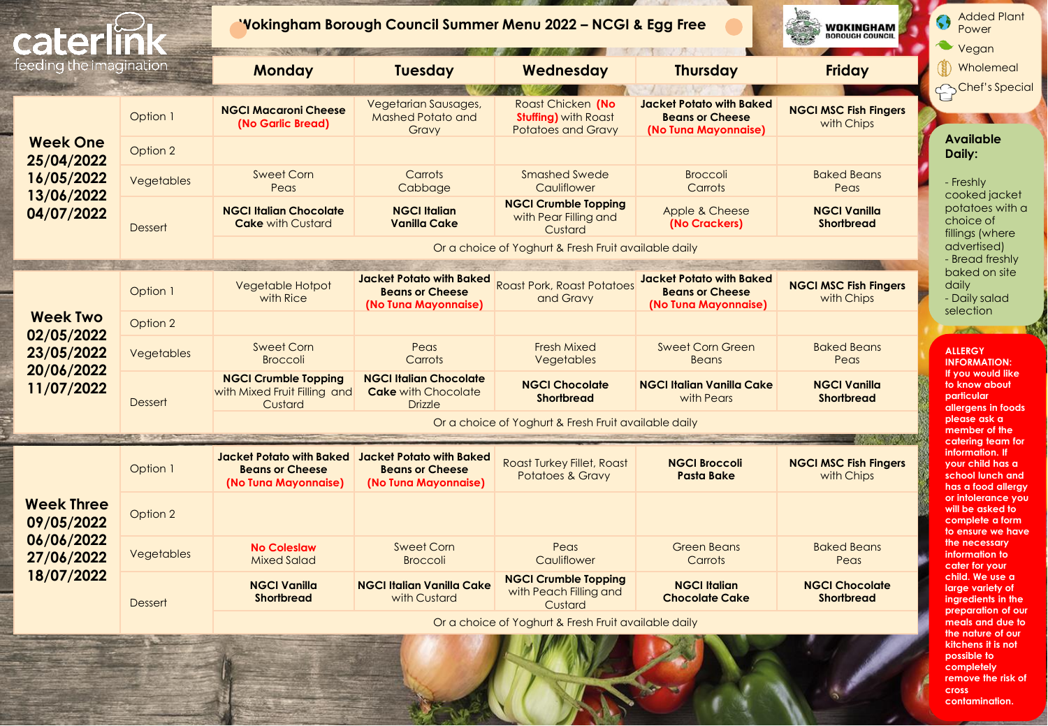caterlink
feeding the imagination

# Wokingham Borough Council Summer Menu 2022 – NCGI & Egg Free

WOKINGHAM BOROUGH COUNCIL

| | | Monday | Tuesday | Wednesday | Thursday | Friday |
|---|---|---|---|---|---|---|
| **Week One** 25/04/2022 16/05/2022 13/06/2022 04/07/2022 | Option 1 | **NGCI Macaroni Cheese (No Garlic Bread)** | Vegetarian Sausages, Mashed Potato and Gravy | Roast Chicken **(No Stuffing)** with Roast Potatoes and Gravy | **Jacket Potato with Baked Beans or Cheese (No Tuna Mayonnaise)** | **NGCI MSC Fish Fingers** with Chips |
| | Option 2 | | | | | |
| | Vegetables | Sweet Corn Peas | Carrots Cabbage | Smashed Swede Cauliflower | Broccoli Carrots | Baked Beans Peas |
| | Dessert | **NGCI Italian Chocolate Cake** with Custard | **NGCI Italian Vanilla Cake** | **NGCI Crumble Topping** with Pear Filling and Custard | Apple & Cheese **(No Crackers)** | **NGCI Vanilla Shortbread** |
| | | Or a choice of Yoghurt & Fresh Fruit available daily | | | | |
| **Week Two** 02/05/2022 23/05/2022 20/06/2022 11/07/2022 | Option 1 | Vegetable Hotpot with Rice | **Jacket Potato with Baked Beans or Cheese (No Tuna Mayonnaise)** | Roast Pork, Roast Potatoes and Gravy | **Jacket Potato with Baked Beans or Cheese (No Tuna Mayonnaise)** | **NGCI MSC Fish Fingers** with Chips |
| | Option 2 | | | | | |
| | Vegetables | Sweet Corn Broccoli | Peas Carrots | Fresh Mixed Vegetables | Sweet Corn Green Beans | Baked Beans Peas |
| | Dessert | **NGCI Crumble Topping** with Mixed Fruit Filling and Custard | **NGCI Italian Chocolate Cake** with Chocolate Drizzle | **NGCI Chocolate Shortbread** | **NGCI Italian Vanilla Cake** with Pears | **NGCI Vanilla Shortbread** |
| | | Or a choice of Yoghurt & Fresh Fruit available daily | | | | |
| **Week Three** 09/05/2022 06/06/2022 27/06/2022 18/07/2022 | Option 1 | **Jacket Potato with Baked Beans or Cheese (No Tuna Mayonnaise)** | **Jacket Potato with Baked Beans or Cheese (No Tuna Mayonnaise)** | Roast Turkey Fillet, Roast Potatoes & Gravy | **NGCI Broccoli Pasta Bake** | **NGCI MSC Fish Fingers** with Chips |
| | Option 2 | | | | | |
| | Vegetables | **No Coleslaw** Mixed Salad | Sweet Corn Broccoli | Peas Cauliflower | Green Beans Carrots | Baked Beans Peas |
| | Dessert | **NGCI Vanilla Shortbread** | **NGCI Italian Vanilla Cake** with Custard | **NGCI Crumble Topping** with Peach Filling and Custard | **NGCI Italian Chocolate Cake** | **NGCI Chocolate Shortbread** |
| | | Or a choice of Yoghurt & Fresh Fruit available daily | | | | |

Added Plant Power
Vegan
Wholemeal
Chef's Special

**Available Daily:**

- Freshly cooked jacket potatoes with a choice of fillings (where advertised)
- Bread freshly baked on site daily
- Daily salad selection

**ALLERGY INFORMATION:** If you would like to know about particular allergens in foods please ask a member of the catering team for information. If your child has a school lunch and has a food allergy or intolerance you will be asked to complete a form to ensure we have the necessary information to cater for your child. We use a large variety of ingredients in the preparation of our meals and due to the nature of our kitchens it is not possible to completely remove the risk of cross contamination.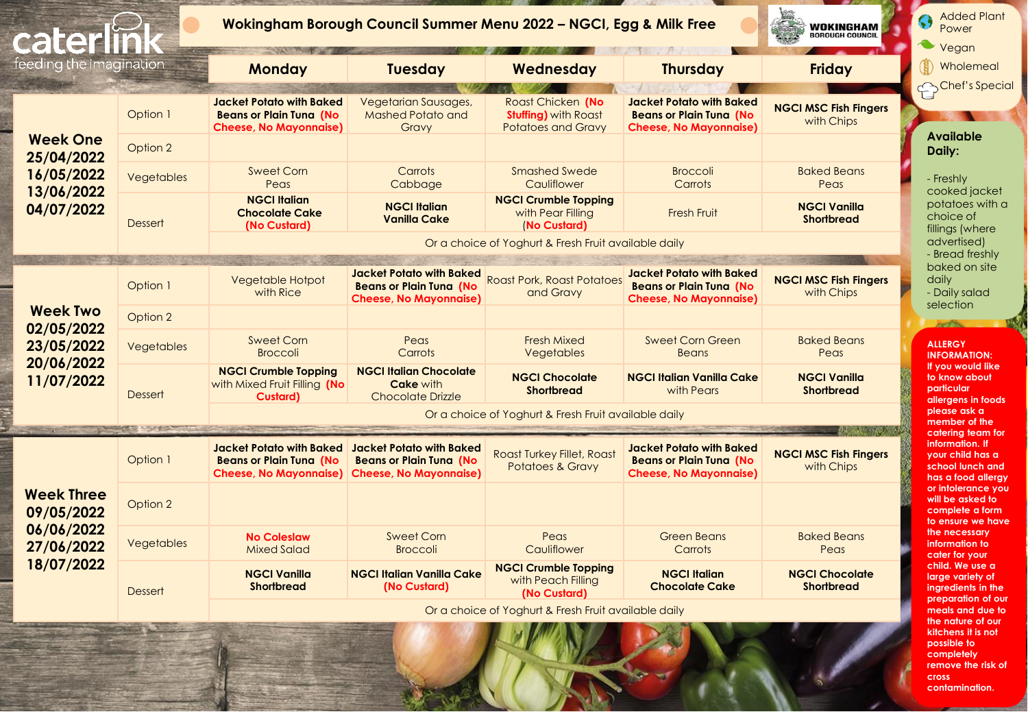caterlink
feeding the imagination

# Wokingham Borough Council Summer Menu 2022 – NGCI, Egg & Milk Free

WOKINGHAM BOROUGH COUNCIL

- Added Plant Power
- Vegan
- Wholemeal
- Chef's Special

| | | Monday | Tuesday | Wednesday | Thursday | Friday |
|---|---|---|---|---|---|---|
| **Week One** 25/04/2022 16/05/2022 13/06/2022 04/07/2022 | Option 1 | **Jacket Potato with Baked Beans or Plain Tuna (No Cheese, No Mayonnaise)** | Vegetarian Sausages, Mashed Potato and Gravy | Roast Chicken **(No Stuffing)** with Roast Potatoes and Gravy | **Jacket Potato with Baked Beans or Plain Tuna (No Cheese, No Mayonnaise)** | **NGCI MSC Fish Fingers** with Chips |
| | Option 2 | | | | | |
| | Vegetables | Sweet Corn Peas | Carrots Cabbage | Smashed Swede Cauliflower | Broccoli Carrots | Baked Beans Peas |
| | Dessert | **NGCI Italian Chocolate Cake (No Custard)** | **NGCI Italian Vanilla Cake** | **NGCI Crumble Topping** with Pear Filling **(No Custard)** | Fresh Fruit | **NGCI Vanilla Shortbread** |
| | | Or a choice of Yoghurt & Fresh Fruit available daily | | | | |
| **Week Two** 02/05/2022 23/05/2022 20/06/2022 11/07/2022 | Option 1 | Vegetable Hotpot with Rice | **Jacket Potato with Baked Beans or Plain Tuna (No Cheese, No Mayonnaise)** | Roast Pork, Roast Potatoes and Gravy | **Jacket Potato with Baked Beans or Plain Tuna (No Cheese, No Mayonnaise)** | **NGCI MSC Fish Fingers** with Chips |
| | Option 2 | | | | | |
| | Vegetables | Sweet Corn Broccoli | Peas Carrots | Fresh Mixed Vegetables | Sweet Corn Green Beans | Baked Beans Peas |
| | Dessert | **NGCI Crumble Topping** with Mixed Fruit Filling **(No Custard)** | **NGCI Italian Chocolate Cake** with Chocolate Drizzle | **NGCI Chocolate Shortbread** | **NGCI Italian Vanilla Cake** with Pears | **NGCI Vanilla Shortbread** |
| | | Or a choice of Yoghurt & Fresh Fruit available daily | | | | |
| **Week Three** 09/05/2022 06/06/2022 27/06/2022 18/07/2022 | Option 1 | **Jacket Potato with Baked Beans or Plain Tuna (No Cheese, No Mayonnaise)** | **Jacket Potato with Baked Beans or Plain Tuna (No Cheese, No Mayonnaise)** | Roast Turkey Fillet, Roast Potatoes & Gravy | **Jacket Potato with Baked Beans or Plain Tuna (No Cheese, No Mayonnaise)** | **NGCI MSC Fish Fingers** with Chips |
| | Option 2 | | | | | |
| | Vegetables | **No Coleslaw** Mixed Salad | Sweet Corn Broccoli | Peas Cauliflower | Green Beans Carrots | Baked Beans Peas |
| | Dessert | **NGCI Vanilla Shortbread** | **NGCI Italian Vanilla Cake (No Custard)** | **NGCI Crumble Topping** with Peach Filling **(No Custard)** | **NGCI Italian Chocolate Cake** | **NGCI Chocolate Shortbread** |
| | | Or a choice of Yoghurt & Fresh Fruit available daily | | | | |

**Available Daily:**

- Freshly cooked jacket potatoes with a choice of fillings (where advertised)
- Bread freshly baked on site daily
- Daily salad selection

**ALLERGY INFORMATION:** If you would like to know about particular allergens in foods please ask a member of the catering team for information. If your child has a school lunch and has a food allergy or intolerance you will be asked to complete a form to ensure we have the necessary information to cater for your child. We use a large variety of ingredients in the preparation of our meals and due to the nature of our kitchens it is not possible to completely remove the risk of cross contamination.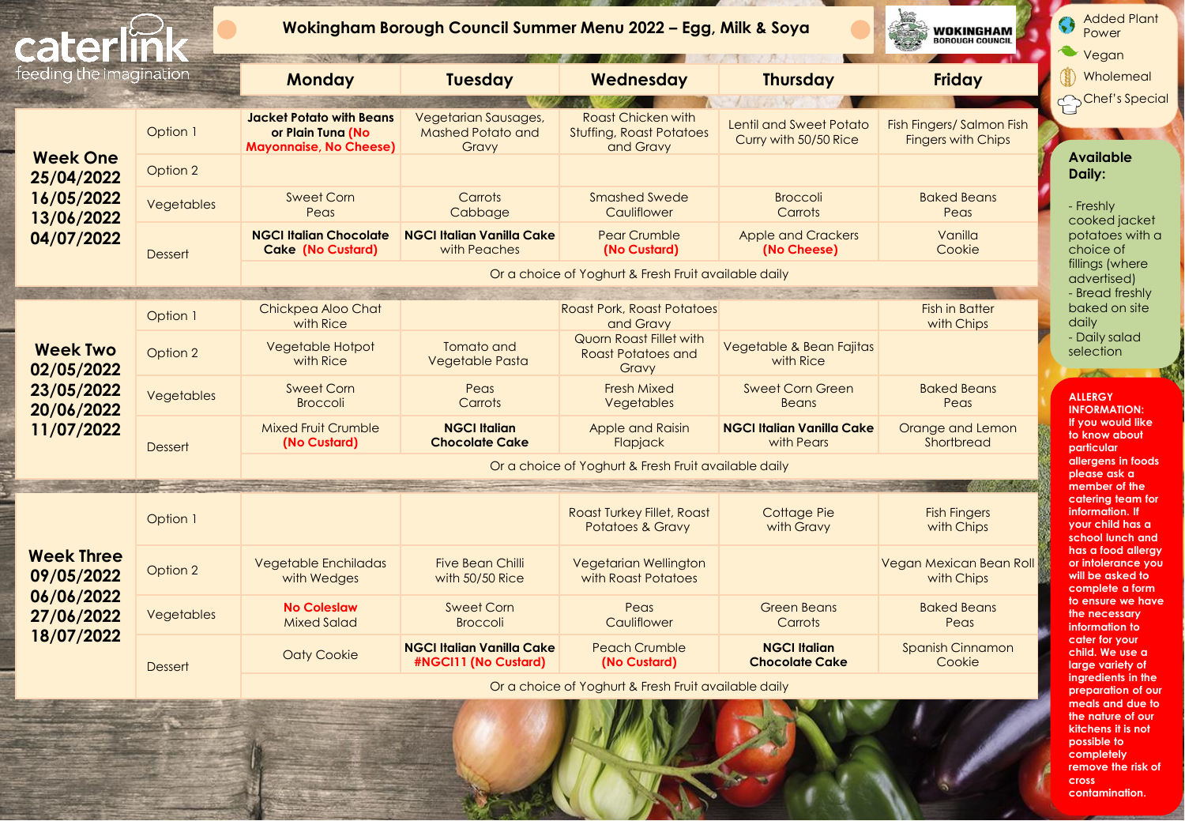caterlink
feeding the imagination

# Wokingham Borough Council Summer Menu 2022 – Egg, Milk & Soya

WOKINGHAM BOROUGH COUNCIL

| | | Monday | Tuesday | Wednesday | Thursday | Friday |
|---|---|---|---|---|---|---|
| **Week One** 25/04/2022 16/05/2022 13/06/2022 04/07/2022 | Option 1 | **Jacket Potato with Beans or Plain Tuna (No Mayonnaise, No Cheese)** | Vegetarian Sausages, Mashed Potato and Gravy | Roast Chicken with Stuffing, Roast Potatoes and Gravy | Lentil and Sweet Potato Curry with 50/50 Rice | Fish Fingers/ Salmon Fish Fingers with Chips |
| | Option 2 | | | | | |
| | Vegetables | Sweet Corn Peas | Carrots Cabbage | Smashed Swede Cauliflower | Broccoli Carrots | Baked Beans Peas |
| | Dessert | **NGCI Italian Chocolate Cake (No Custard)** | **NGCI Italian Vanilla Cake** with Peaches | Pear Crumble (No Custard) | Apple and Crackers (No Cheese) | Vanilla Cookie |
| | | Or a choice of Yoghurt & Fresh Fruit available daily | | | | |
| **Week Two** 02/05/2022 23/05/2022 20/06/2022 11/07/2022 | Option 1 | Chickpea Aloo Chat with Rice | | Roast Pork, Roast Potatoes and Gravy | | Fish in Batter with Chips |
| | Option 2 | Vegetable Hotpot with Rice | Tomato and Vegetable Pasta | Quorn Roast Fillet with Roast Potatoes and Gravy | Vegetable & Bean Fajitas with Rice | |
| | Vegetables | Sweet Corn Broccoli | Peas Carrots | Fresh Mixed Vegetables | Sweet Corn Green Beans | Baked Beans Peas |
| | Dessert | Mixed Fruit Crumble (No Custard) | **NGCI Italian Chocolate Cake** | Apple and Raisin Flapjack | **NGCI Italian Vanilla Cake** with Pears | Orange and Lemon Shortbread |
| | | Or a choice of Yoghurt & Fresh Fruit available daily | | | | |
| **Week Three** 09/05/2022 06/06/2022 27/06/2022 18/07/2022 | Option 1 | | | Roast Turkey Fillet, Roast Potatoes & Gravy | Cottage Pie with Gravy | Fish Fingers with Chips |
| | Option 2 | Vegetable Enchiladas with Wedges | Five Bean Chilli with 50/50 Rice | Vegetarian Wellington with Roast Potatoes | | Vegan Mexican Bean Roll with Chips |
| | Vegetables | No Coleslaw Mixed Salad | Sweet Corn Broccoli | Peas Cauliflower | Green Beans Carrots | Baked Beans Peas |
| | Dessert | Oaty Cookie | **NGCI Italian Vanilla Cake #NGCI11 (No Custard)** | Peach Crumble (No Custard) | **NGCI Italian Chocolate Cake** | Spanish Cinnamon Cookie |
| | | Or a choice of Yoghurt & Fresh Fruit available daily | | | | |

Added Plant Power
Vegan
Wholemeal
Chef's Special

**Available Daily:**

- Freshly cooked jacket potatoes with a choice of fillings (where advertised)
- Bread freshly baked on site daily
- Daily salad selection

**ALLERGY INFORMATION:** If you would like to know about particular allergens in foods please ask a member of the catering team for information. If your child has a school lunch and has a food allergy or intolerance you will be asked to complete a form to ensure we have the necessary information to cater for your child. We use a large variety of ingredients in the preparation of our meals and due to the nature of our kitchens it is not possible to completely remove the risk of cross contamination.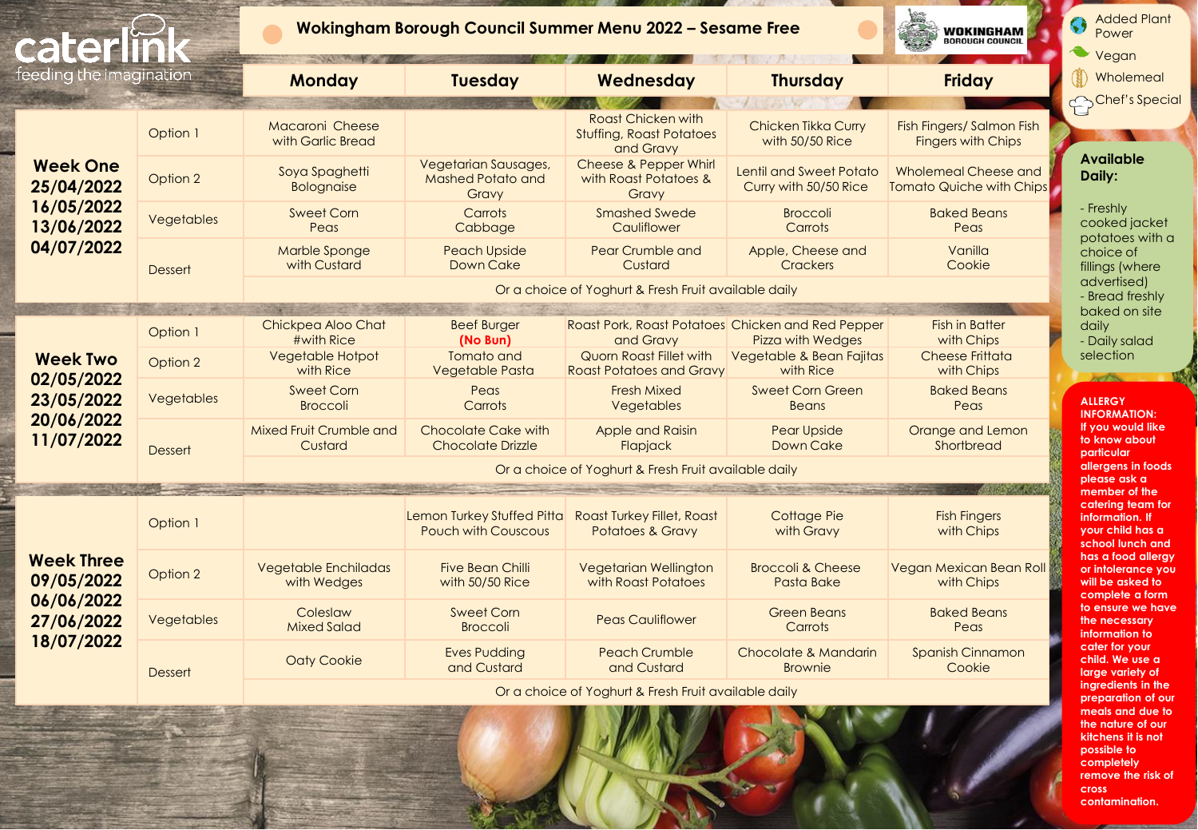# Wokingham Borough Council Summer Menu 2022 – Sesame Free

caterlink
feeding the imagination

WOKINGHAM BOROUGH COUNCIL

| | | Monday | Tuesday | Wednesday | Thursday | Friday |
|---|---|---|---|---|---|---|
| **Week One** 25/04/2022 16/05/2022 13/06/2022 04/07/2022 | Option 1 | Macaroni Cheese with Garlic Bread | | Roast Chicken with Stuffing, Roast Potatoes and Gravy | Chicken Tikka Curry with 50/50 Rice | Fish Fingers/ Salmon Fish Fingers with Chips |
| | Option 2 | Soya Spaghetti Bolognaise | Vegetarian Sausages, Mashed Potato and Gravy | Cheese & Pepper Whirl with Roast Potatoes & Gravy | Lentil and Sweet Potato Curry with 50/50 Rice | Wholemeal Cheese and Tomato Quiche with Chips |
| | Vegetables | Sweet Corn Peas | Carrots Cabbage | Smashed Swede Cauliflower | Broccoli Carrots | Baked Beans Peas |
| | Dessert | Marble Sponge with Custard | Peach Upside Down Cake | Pear Crumble and Custard | Apple, Cheese and Crackers | Vanilla Cookie |
| | | Or a choice of Yoghurt & Fresh Fruit available daily | | | | |
| **Week Two** 02/05/2022 23/05/2022 20/06/2022 11/07/2022 | Option 1 | Chickpea Aloo Chat #with Rice | Beef Burger **(No Bun)** | Roast Pork, Roast Potatoes and Gravy | Chicken and Red Pepper Pizza with Wedges | Fish in Batter with Chips |
| | Option 2 | Vegetable Hotpot with Rice | Tomato and Vegetable Pasta | Quorn Roast Fillet with Roast Potatoes and Gravy | Vegetable & Bean Fajitas with Rice | Cheese Frittata with Chips |
| | Vegetables | Sweet Corn Peas | Peas Carrots | Fresh Mixed Vegetables | Sweet Corn Green Beans | Baked Beans Peas |
| | Dessert | Mixed Fruit Crumble and Custard | Chocolate Cake with Chocolate Drizzle | Apple and Raisin Flapjack | Pear Upside Down Cake | Orange and Lemon Shortbread |
| | | Or a choice of Yoghurt & Fresh Fruit available daily | | | | |
| **Week Three** 09/05/2022 06/06/2022 27/06/2022 18/07/2022 | Option 1 | | Lemon Turkey Stuffed Pitta Pouch with Couscous | Roast Turkey Fillet, Roast Potatoes & Gravy | Cottage Pie with Gravy | Fish Fingers with Chips |
| | Option 2 | Vegetable Enchiladas with Wedges | Five Bean Chilli with 50/50 Rice | Vegetarian Wellington with Roast Potatoes | Broccoli & Cheese Pasta Bake | Vegan Mexican Bean Roll with Chips |
| | Vegetables | Coleslaw Mixed Salad | Sweet Corn Broccoli | Peas Cauliflower | Green Beans Carrots | Baked Beans Peas |
| | Dessert | Oaty Cookie | Eves Pudding and Custard | Peach Crumble and Custard | Chocolate & Mandarin Brownie | Spanish Cinnamon Cookie |
| | | Or a choice of Yoghurt & Fresh Fruit available daily | | | | |

- Added Plant Power
- Vegan
- Wholemeal
- Chef's Special

**Available Daily:**

- Freshly cooked jacket potatoes with a choice of fillings (where advertised)
- Bread freshly baked on site daily
- Daily salad selection

**ALLERGY INFORMATION:** If you would like to know about particular allergens in foods please ask a member of the catering team for information. If your child has a school lunch and has a food allergy or intolerance you will be asked to complete a form to ensure we have the necessary information to cater for your child. We use a large variety of ingredients in the preparation of our meals and due to the nature of our kitchens it is not possible to completely remove the risk of cross contamination.